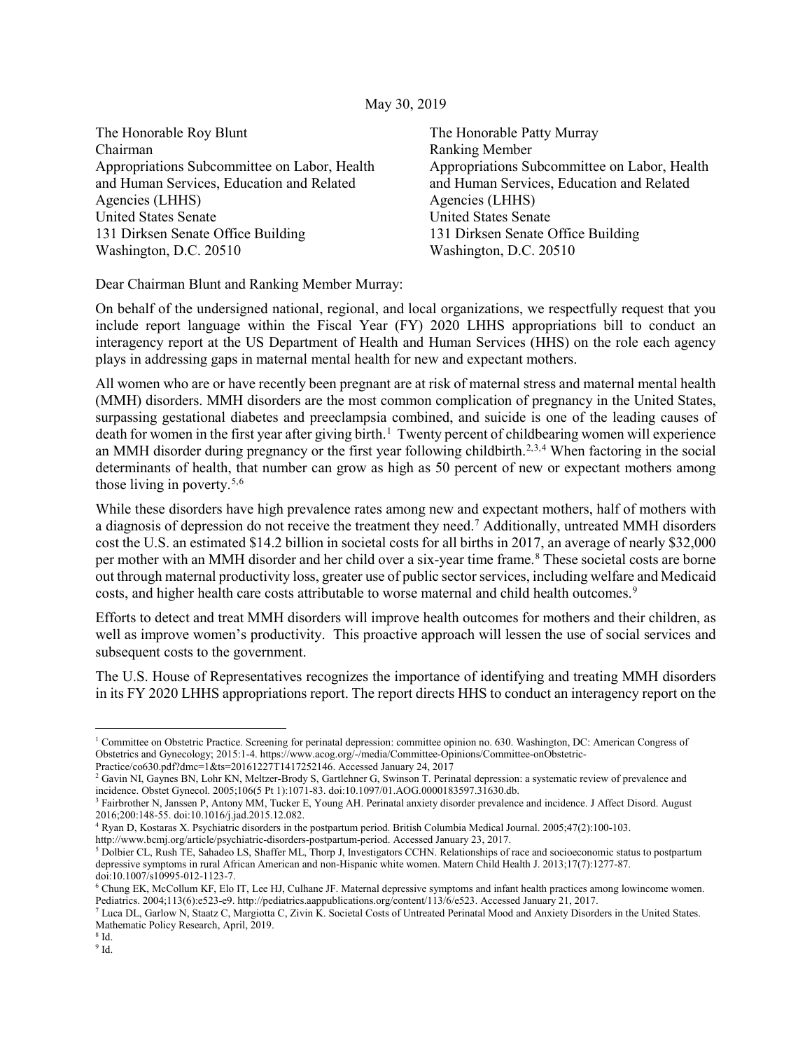May 30, 2019

The Honorable Roy Blunt
Chairman
Appropriations Subcommittee on Labor, Health and Human Services, Education and Related Agencies (LHHS)
United States Senate
131 Dirksen Senate Office Building
Washington, D.C. 20510

The Honorable Patty Murray
Ranking Member
Appropriations Subcommittee on Labor, Health and Human Services, Education and Related Agencies (LHHS)
United States Senate
131 Dirksen Senate Office Building
Washington, D.C. 20510

Dear Chairman Blunt and Ranking Member Murray:

On behalf of the undersigned national, regional, and local organizations, we respectfully request that you include report language within the Fiscal Year (FY) 2020 LHHS appropriations bill to conduct an interagency report at the US Department of Health and Human Services (HHS) on the role each agency plays in addressing gaps in maternal mental health for new and expectant mothers.

All women who are or have recently been pregnant are at risk of maternal stress and maternal mental health (MMH) disorders. MMH disorders are the most common complication of pregnancy in the United States, surpassing gestational diabetes and preeclampsia combined, and suicide is one of the leading causes of death for women in the first year after giving birth.[1] Twenty percent of childbearing women will experience an MMH disorder during pregnancy or the first year following childbirth.[2,3,4] When factoring in the social determinants of health, that number can grow as high as 50 percent of new or expectant mothers among those living in poverty.[5,6]

While these disorders have high prevalence rates among new and expectant mothers, half of mothers with a diagnosis of depression do not receive the treatment they need.[7] Additionally, untreated MMH disorders cost the U.S. an estimated $14.2 billion in societal costs for all births in 2017, an average of nearly $32,000 per mother with an MMH disorder and her child over a six-year time frame.[8] These societal costs are borne out through maternal productivity loss, greater use of public sector services, including welfare and Medicaid costs, and higher health care costs attributable to worse maternal and child health outcomes.[9]

Efforts to detect and treat MMH disorders will improve health outcomes for mothers and their children, as well as improve women's productivity. This proactive approach will lessen the use of social services and subsequent costs to the government.

The U.S. House of Representatives recognizes the importance of identifying and treating MMH disorders in its FY 2020 LHHS appropriations report. The report directs HHS to conduct an interagency report on the

---

[1] Committee on Obstetric Practice. Screening for perinatal depression: committee opinion no. 630. Washington, DC: American Congress of Obstetrics and Gynecology; 2015:1-4. https://www.acog.org/-/media/Committee-Opinions/Committee-onObstetric-Practice/co630.pdf?dmc=1&ts=20161227T1417252146. Accessed January 24, 2017

[2] Gavin NI, Gaynes BN, Lohr KN, Meltzer-Brody S, Gartlehner G, Swinson T. Perinatal depression: a systematic review of prevalence and incidence. Obstet Gynecol. 2005;106(5 Pt 1):1071-83. doi:10.1097/01.AOG.0000183597.31630.db.

[3] Fairbrother N, Janssen P, Antony MM, Tucker E, Young AH. Perinatal anxiety disorder prevalence and incidence. J Affect Disord. August 2016;200:148-55. doi:10.1016/j.jad.2015.12.082.

[4] Ryan D, Kostaras X. Psychiatric disorders in the postpartum period. British Columbia Medical Journal. 2005;47(2):100-103. http://www.bcmj.org/article/psychiatric-disorders-postpartum-period. Accessed January 23, 2017.

[5] Dolbier CL, Rush TE, Sahadeo LS, Shaffer ML, Thorp J, Investigators CCHN. Relationships of race and socioeconomic status to postpartum depressive symptoms in rural African American and non-Hispanic white women. Matern Child Health J. 2013;17(7):1277-87. doi:10.1007/s10995-012-1123-7.

[6] Chung EK, McCollum KF, Elo IT, Lee HJ, Culhane JF. Maternal depressive symptoms and infant health practices among lowincome women. Pediatrics. 2004;113(6):e523-e9. http://pediatrics.aappublications.org/content/113/6/e523. Accessed January 21, 2017.

[7] Luca DL, Garlow N, Staatz C, Margiotta C, Zivin K. Societal Costs of Untreated Perinatal Mood and Anxiety Disorders in the United States. Mathematic Policy Research, April, 2019.

[8] Id.

[9] Id.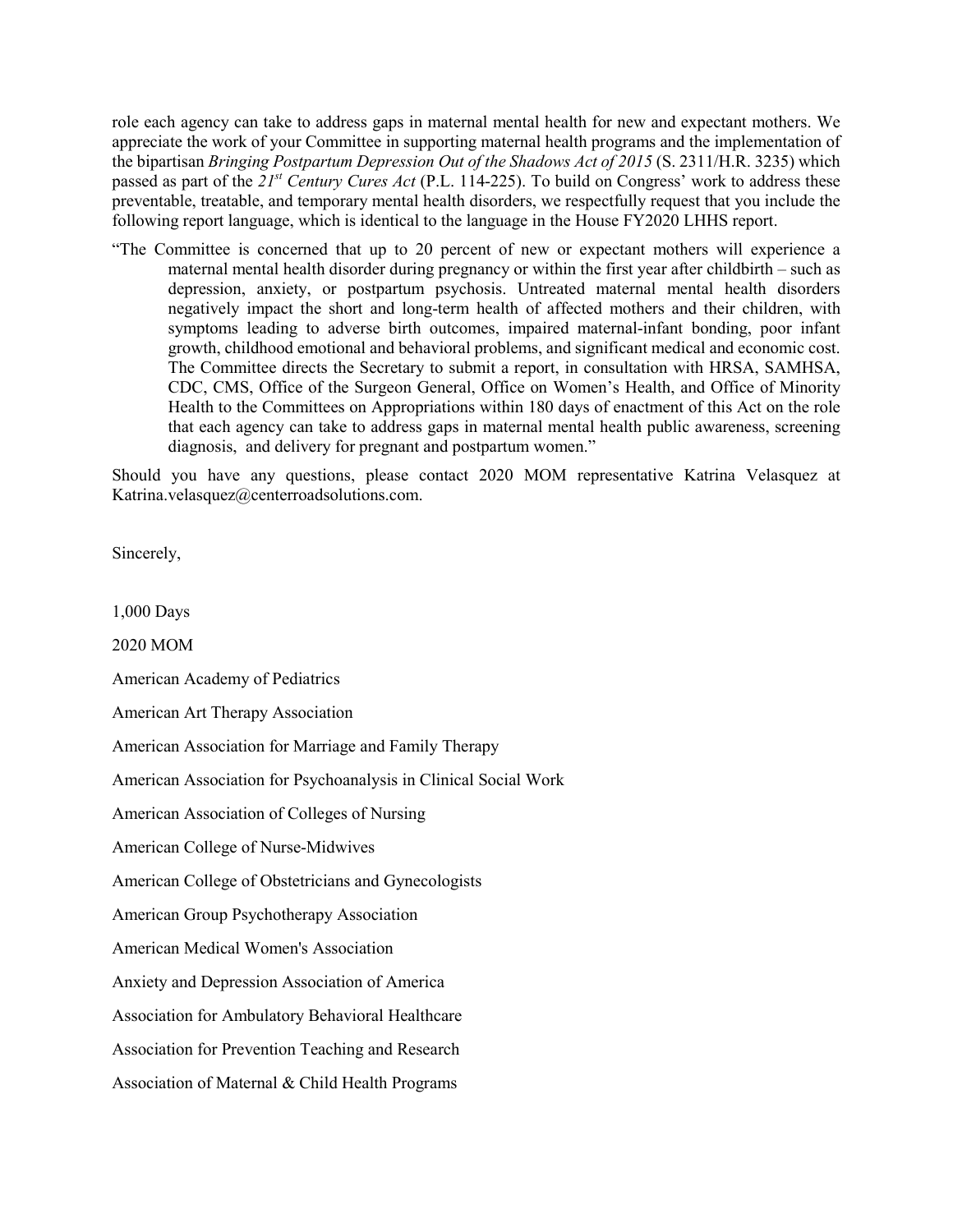role each agency can take to address gaps in maternal mental health for new and expectant mothers. We appreciate the work of your Committee in supporting maternal health programs and the implementation of the bipartisan *Bringing Postpartum Depression Out of the Shadows Act of 2015* (S. 2311/H.R. 3235) which passed as part of the *21st Century Cures Act* (P.L. 114-225). To build on Congress' work to address these preventable, treatable, and temporary mental health disorders, we respectfully request that you include the following report language, which is identical to the language in the House FY2020 LHHS report.

> "The Committee is concerned that up to 20 percent of new or expectant mothers will experience a maternal mental health disorder during pregnancy or within the first year after childbirth – such as depression, anxiety, or postpartum psychosis. Untreated maternal mental health disorders negatively impact the short and long-term health of affected mothers and their children, with symptoms leading to adverse birth outcomes, impaired maternal-infant bonding, poor infant growth, childhood emotional and behavioral problems, and significant medical and economic cost. The Committee directs the Secretary to submit a report, in consultation with HRSA, SAMHSA, CDC, CMS, Office of the Surgeon General, Office on Women's Health, and Office of Minority Health to the Committees on Appropriations within 180 days of enactment of this Act on the role that each agency can take to address gaps in maternal mental health public awareness, screening diagnosis, and delivery for pregnant and postpartum women."

Should you have any questions, please contact 2020 MOM representative Katrina Velasquez at Katrina.velasquez@centerroadsolutions.com.

Sincerely,

1,000 Days

2020 MOM

American Academy of Pediatrics

American Art Therapy Association

American Association for Marriage and Family Therapy

American Association for Psychoanalysis in Clinical Social Work

American Association of Colleges of Nursing

American College of Nurse-Midwives

American College of Obstetricians and Gynecologists

American Group Psychotherapy Association

American Medical Women's Association

Anxiety and Depression Association of America

Association for Ambulatory Behavioral Healthcare

Association for Prevention Teaching and Research

Association of Maternal & Child Health Programs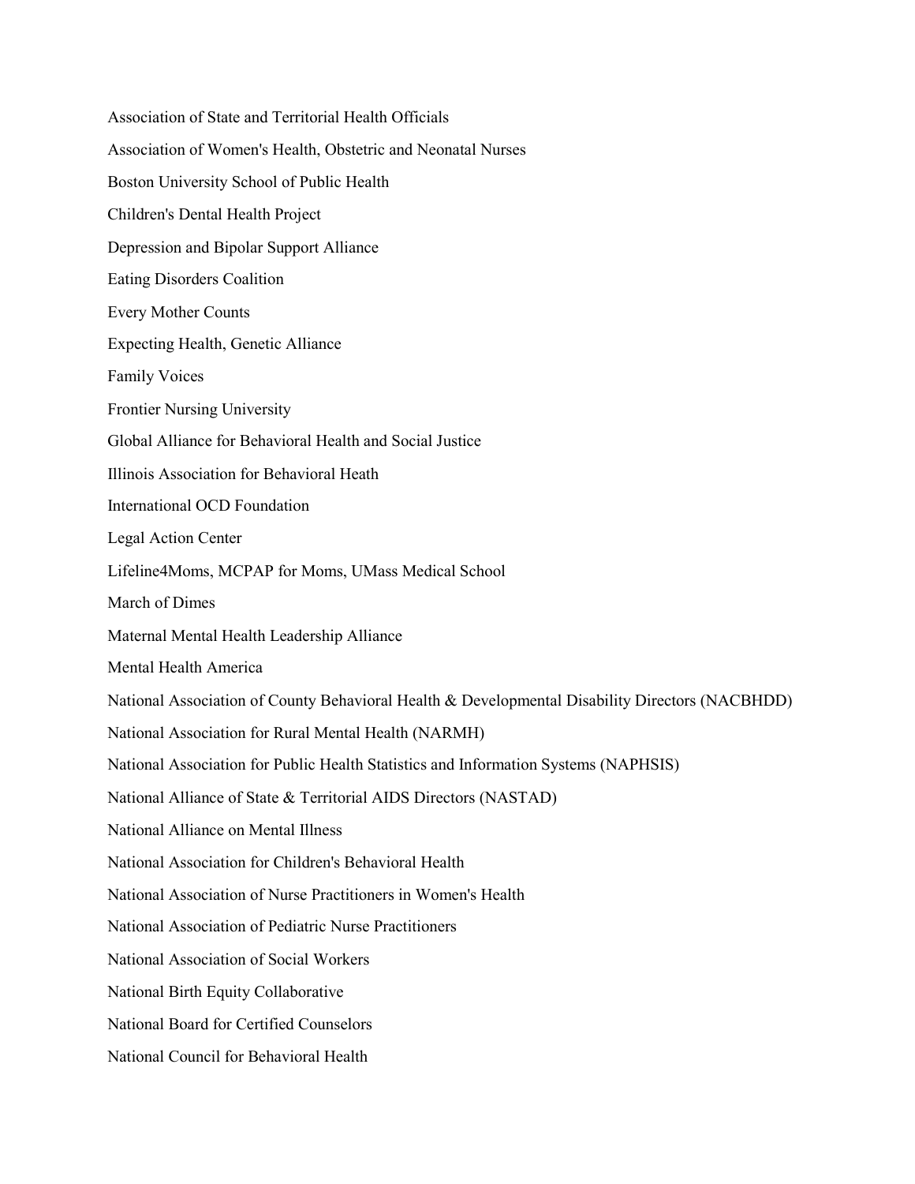Association of State and Territorial Health Officials

Association of Women's Health, Obstetric and Neonatal Nurses

Boston University School of Public Health

Children's Dental Health Project

Depression and Bipolar Support Alliance

Eating Disorders Coalition

Every Mother Counts

Expecting Health, Genetic Alliance

Family Voices

Frontier Nursing University

Global Alliance for Behavioral Health and Social Justice

Illinois Association for Behavioral Heath

International OCD Foundation

Legal Action Center

Lifeline4Moms, MCPAP for Moms, UMass Medical School

March of Dimes

Maternal Mental Health Leadership Alliance

Mental Health America

National Association of County Behavioral Health & Developmental Disability Directors (NACBHDD)

National Association for Rural Mental Health (NARMH)

National Association for Public Health Statistics and Information Systems (NAPHSIS)

National Alliance of State & Territorial AIDS Directors (NASTAD)

National Alliance on Mental Illness

National Association for Children's Behavioral Health

National Association of Nurse Practitioners in Women's Health

National Association of Pediatric Nurse Practitioners

National Association of Social Workers

National Birth Equity Collaborative

National Board for Certified Counselors

National Council for Behavioral Health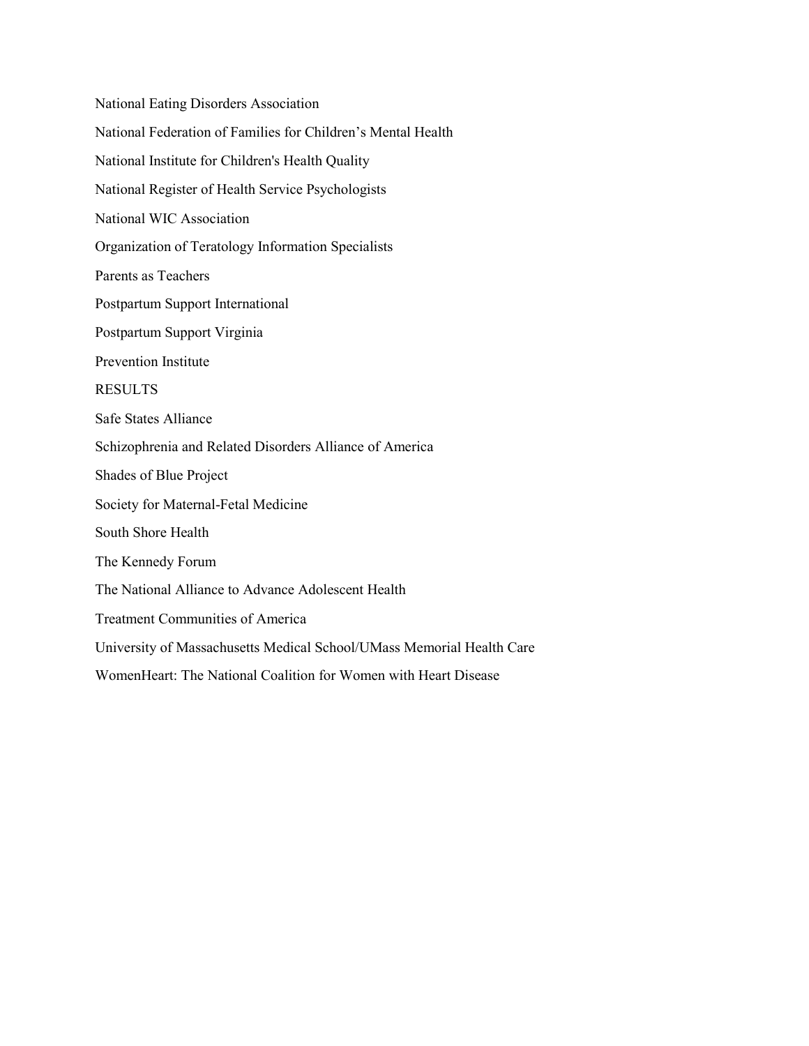National Eating Disorders Association

National Federation of Families for Children's Mental Health

National Institute for Children's Health Quality

National Register of Health Service Psychologists

National WIC Association

Organization of Teratology Information Specialists

Parents as Teachers

Postpartum Support International

Postpartum Support Virginia

Prevention Institute

RESULTS

Safe States Alliance

Schizophrenia and Related Disorders Alliance of America

Shades of Blue Project

Society for Maternal-Fetal Medicine

South Shore Health

The Kennedy Forum

The National Alliance to Advance Adolescent Health

Treatment Communities of America

University of Massachusetts Medical School/UMass Memorial Health Care

WomenHeart: The National Coalition for Women with Heart Disease